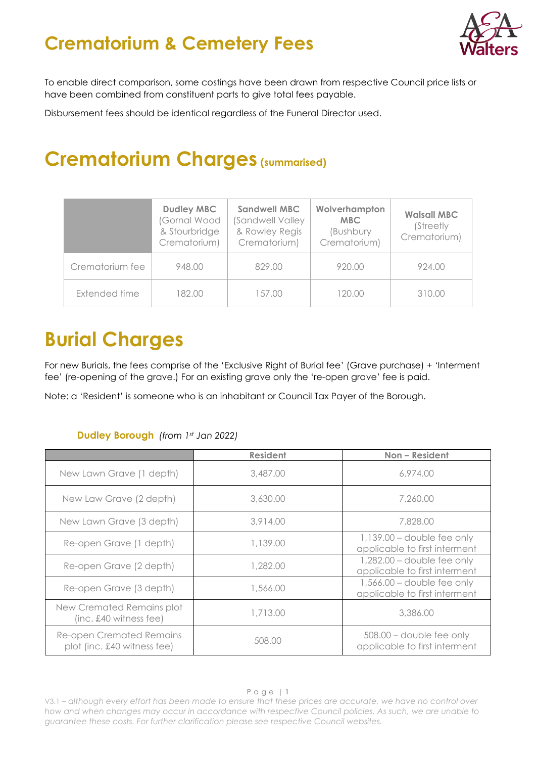# Crematorium & Cemetery Fees

To enable direct comparison, some costings have been drawn from respective Council price lists or have been combined from constituent parts to give total fees payable.

Disbursement fees should be identical regardless of the Funeral Director used.

# Crematorium Charges (summarised)

| | **Dudley MBC** (Gornal Wood & Stourbridge Crematorium) | **Sandwell MBC** (Sandwell Valley & Rowley Regis Crematorium) | **Wolverhampton MBC** (Bushbury Crematorium) | **Walsall MBC** (Streetly Crematorium) |
|---|---|---|---|---|
| Crematorium fee | 948.00 | 829.00 | 920.00 | 924.00 |
| Extended time | 182.00 | 157.00 | 120.00 | 310.00 |

# Burial Charges

For new Burials, the fees comprise of the 'Exclusive Right of Burial fee' (Grave purchase) + 'Interment fee' (re-opening of the grave.) For an existing grave only the 're-open grave' fee is paid.

Note: a 'Resident' is someone who is an inhabitant or Council Tax Payer of the Borough.

### Dudley Borough *(from 1st Jan 2022)*

| | Resident | Non – Resident |
|---|---|---|
| New Lawn Grave (1 depth) | 3,487.00 | 6,974.00 |
| New Law Grave (2 depth) | 3,630.00 | 7,260.00 |
| New Lawn Grave (3 depth) | 3,914.00 | 7,828.00 |
| Re-open Grave (1 depth) | 1,139.00 | 1,139.00 – double fee only applicable to first interment |
| Re-open Grave (2 depth) | 1,282.00 | 1,282.00 – double fee only applicable to first interment |
| Re-open Grave (3 depth) | 1,566.00 | 1,566.00 – double fee only applicable to first interment |
| New Cremated Remains plot (inc. £40 witness fee) | 1,713.00 | 3,386.00 |
| Re-open Cremated Remains plot (inc. £40 witness fee) | 508.00 | 508.00 – double fee only applicable to first interment |

V3.1 – *although every effort has been made to ensure that these prices are accurate, we have no control over how and when changes may occur in accordance with respective Council policies. As such, we are unable to guarantee these costs. For further clarification please see respective Council websites.*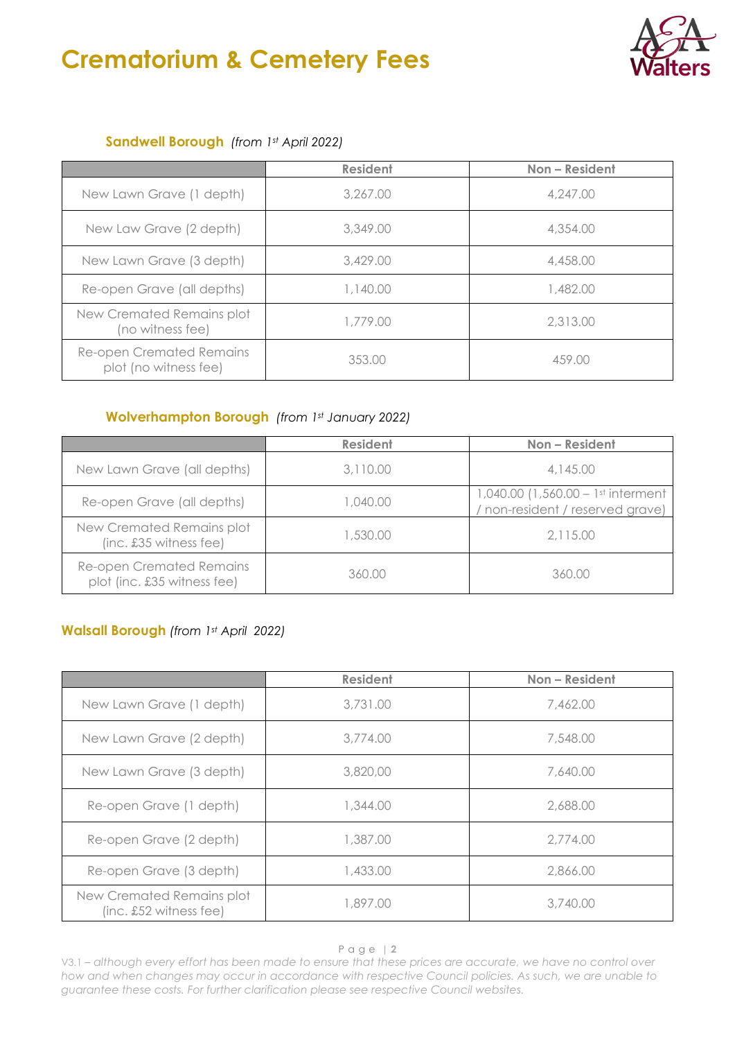# Crematorium & Cemetery Fees

**Sandwell Borough** *(from 1st April 2022)*

| | Resident | Non – Resident |
|---|---|---|
| New Lawn Grave (1 depth) | 3,267.00 | 4,247.00 |
| New Law Grave (2 depth) | 3,349.00 | 4,354.00 |
| New Lawn Grave (3 depth) | 3,429.00 | 4,458.00 |
| Re-open Grave (all depths) | 1,140.00 | 1,482.00 |
| New Cremated Remains plot (no witness fee) | 1,779.00 | 2,313.00 |
| Re-open Cremated Remains plot (no witness fee) | 353.00 | 459.00 |

**Wolverhampton Borough** *(from 1st January 2022)*

| | Resident | Non – Resident |
|---|---|---|
| New Lawn Grave (all depths) | 3,110.00 | 4,145.00 |
| Re-open Grave (all depths) | 1,040.00 | 1,040.00 (1,560.00 – 1st interment / non-resident / reserved grave) |
| New Cremated Remains plot (inc. £35 witness fee) | 1,530.00 | 2,115.00 |
| Re-open Cremated Remains plot (inc. £35 witness fee) | 360.00 | 360.00 |

**Walsall Borough** *(from 1st April 2022)*

| | Resident | Non – Resident |
|---|---|---|
| New Lawn Grave (1 depth) | 3,731.00 | 7,462.00 |
| New Lawn Grave (2 depth) | 3,774.00 | 7,548.00 |
| New Lawn Grave (3 depth) | 3,820.00 | 7,640.00 |
| Re-open Grave (1 depth) | 1,344.00 | 2,688.00 |
| Re-open Grave (2 depth) | 1,387.00 | 2,774.00 |
| Re-open Grave (3 depth) | 1,433.00 | 2,866.00 |
| New Cremated Remains plot (inc. £52 witness fee) | 1,897.00 | 3,740.00 |

V3.1 – *although every effort has been made to ensure that these prices are accurate, we have no control over how and when changes may occur in accordance with respective Council policies. As such, we are unable to guarantee these costs. For further clarification please see respective Council websites.*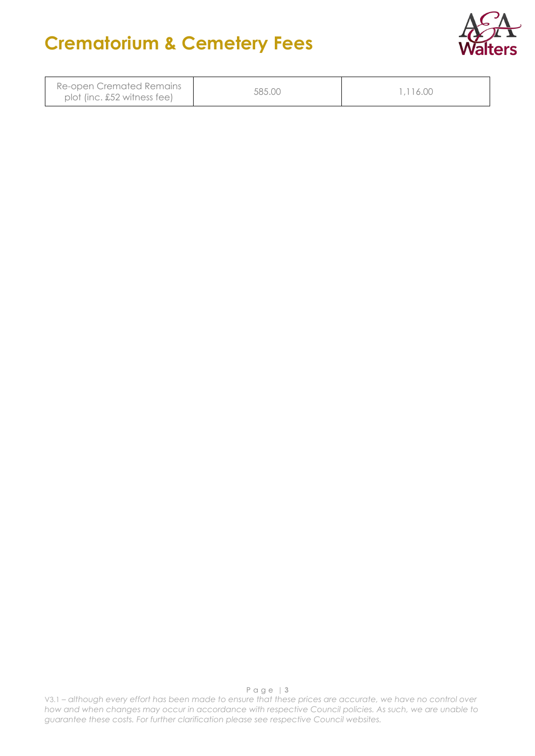| | | |
|---|---|---|
| Re-open Cremated Remains plot (inc. £52 witness fee) | 585.00 | 1,116.00 |